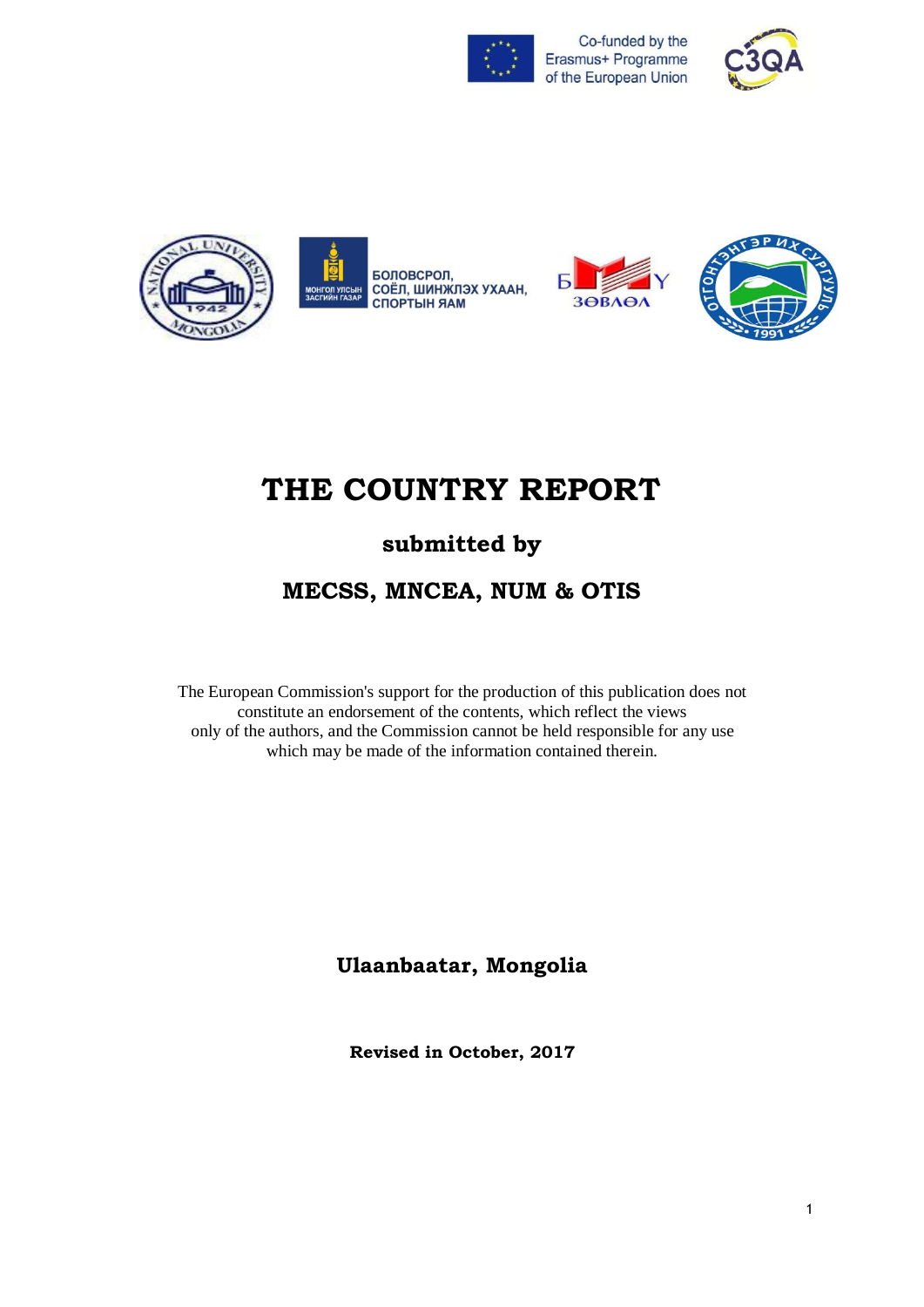Co-funded by the Erasmus+ Programme of the European Union

МОНГОЛ УЛСЫН ЗАСГИЙН ГАЗАР
БОЛОВСРОЛ, СОЁЛ, ШИНЖЛЭХ УХААН, СПОРТЫН ЯАМ

# THE COUNTRY REPORT

## submitted by

## MECSS, MNCEA, NUM & OTIS

The European Commission's support for the production of this publication does not constitute an endorsement of the contents, which reflect the views only of the authors, and the Commission cannot be held responsible for any use which may be made of the information contained therein.

**Ulaanbaatar, Mongolia**

**Revised in October, 2017**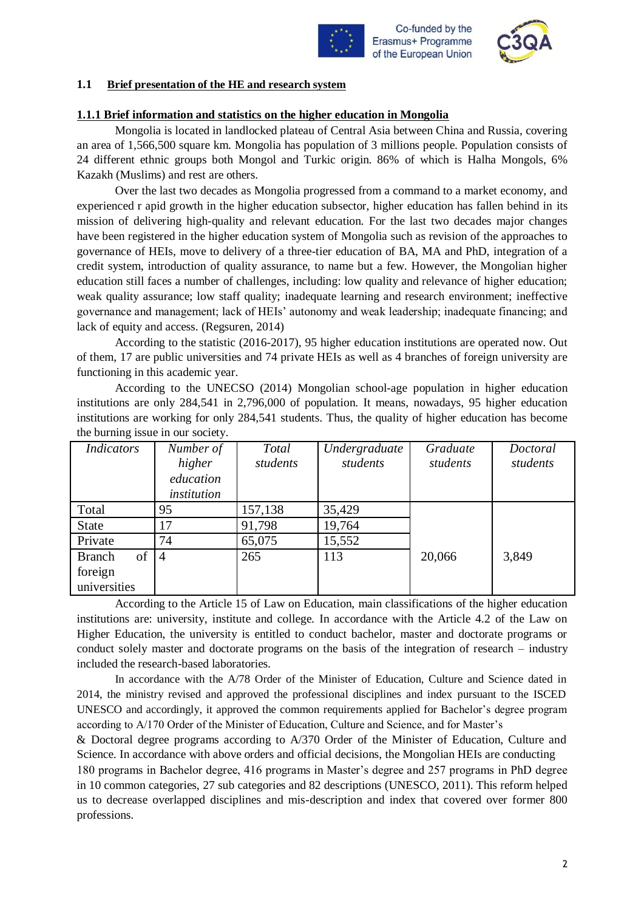### 1.1 Brief presentation of the HE and research system

#### 1.1.1 Brief information and statistics on the higher education in Mongolia

Mongolia is located in landlocked plateau of Central Asia between China and Russia, covering an area of 1,566,500 square km. Mongolia has population of 3 millions people. Population consists of 24 different ethnic groups both Mongol and Turkic origin. 86% of which is Halha Mongols, 6% Kazakh (Muslims) and rest are others.

Over the last two decades as Mongolia progressed from a command to a market economy, and experienced r apid growth in the higher education subsector, higher education has fallen behind in its mission of delivering high-quality and relevant education. For the last two decades major changes have been registered in the higher education system of Mongolia such as revision of the approaches to governance of HEIs, move to delivery of a three-tier education of BA, MA and PhD, integration of a credit system, introduction of quality assurance, to name but a few. However, the Mongolian higher education still faces a number of challenges, including: low quality and relevance of higher education; weak quality assurance; low staff quality; inadequate learning and research environment; ineffective governance and management; lack of HEIs' autonomy and weak leadership; inadequate financing; and lack of equity and access. (Regsuren, 2014)

According to the statistic (2016-2017), 95 higher education institutions are operated now. Out of them, 17 are public universities and 74 private HEIs as well as 4 branches of foreign university are functioning in this academic year.

According to the UNECSO (2014) Mongolian school-age population in higher education institutions are only 284,541 in 2,796,000 of population. It means, nowadays, 95 higher education institutions are working for only 284,541 students. Thus, the quality of higher education has become the burning issue in our society.

| *Indicators* | *Number of higher education institution* | *Total students* | *Undergraduate students* | *Graduate students* | *Doctoral students* |
|---|---|---|---|---|---|
| Total | 95 | 157,138 | 35,429 | 20,066 | 3,849 |
| State | 17 | 91,798 | 19,764 | | |
| Private | 74 | 65,075 | 15,552 | | |
| Branch of foreign universities | 4 | 265 | 113 | | |

According to the Article 15 of Law on Education, main classifications of the higher education institutions are: university, institute and college. In accordance with the Article 4.2 of the Law on Higher Education, the university is entitled to conduct bachelor, master and doctorate programs or conduct solely master and doctorate programs on the basis of the integration of research – industry included the research-based laboratories.

In accordance with the A/78 Order of the Minister of Education, Culture and Science dated in 2014, the ministry revised and approved the professional disciplines and index pursuant to the ISCED UNESCO and accordingly, it approved the common requirements applied for Bachelor's degree program according to A/170 Order of the Minister of Education, Culture and Science, and for Master's & Doctoral degree programs according to A/370 Order of the Minister of Education, Culture and Science. In accordance with above orders and official decisions, the Mongolian HEIs are conducting 180 programs in Bachelor degree, 416 programs in Master's degree and 257 programs in PhD degree in 10 common categories, 27 sub categories and 82 descriptions (UNESCO, 2011). This reform helped us to decrease overlapped disciplines and mis-description and index that covered over former 800 professions.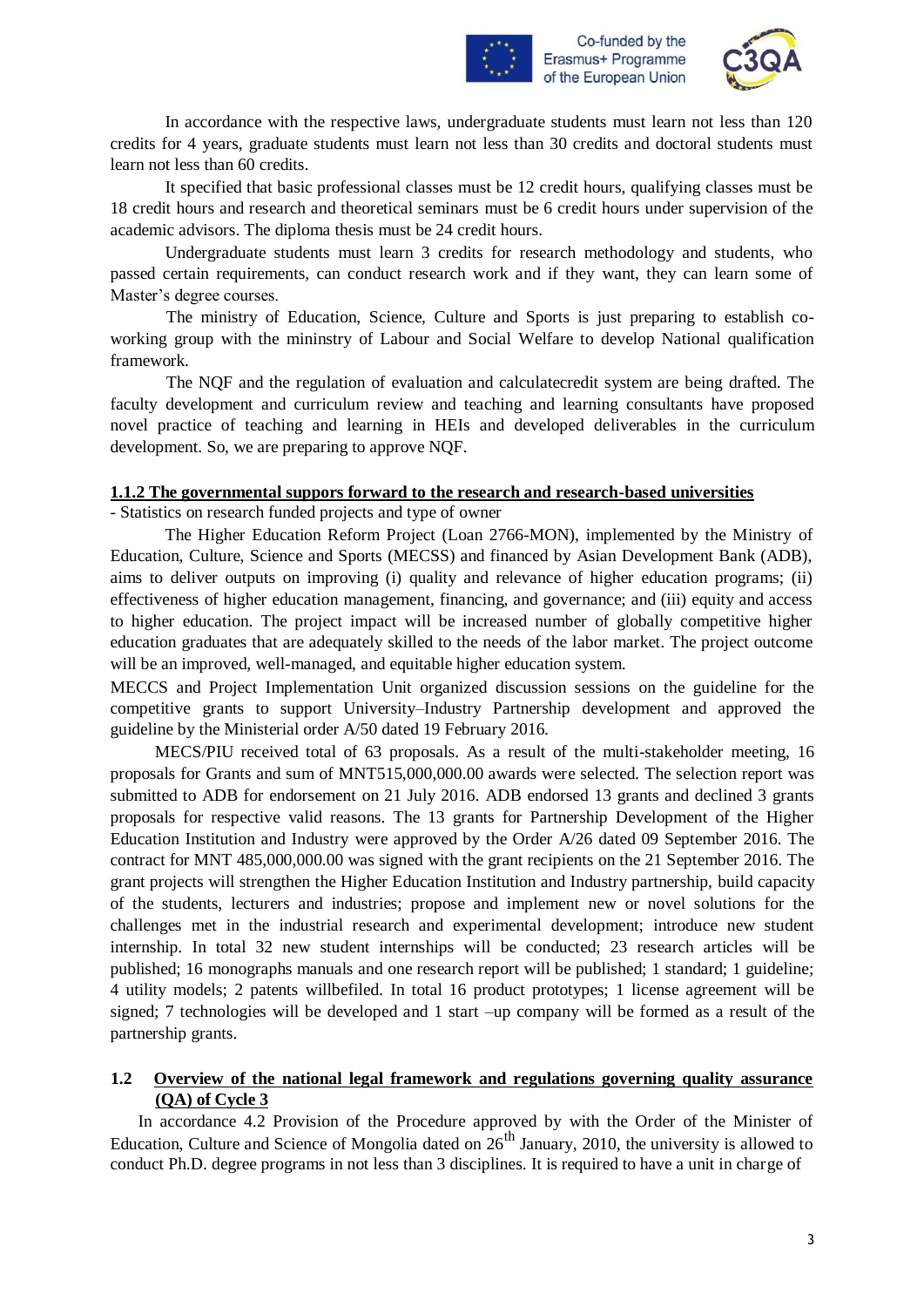In accordance with the respective laws, undergraduate students must learn not less than 120 credits for 4 years, graduate students must learn not less than 30 credits and doctoral students must learn not less than 60 credits.

It specified that basic professional classes must be 12 credit hours, qualifying classes must be 18 credit hours and research and theoretical seminars must be 6 credit hours under supervision of the academic advisors. The diploma thesis must be 24 credit hours.

Undergraduate students must learn 3 credits for research methodology and students, who passed certain requirements, can conduct research work and if they want, they can learn some of Master's degree courses.

The ministry of Education, Science, Culture and Sports is just preparing to establish co-working group with the mininstry of Labour and Social Welfare to develop National qualification framework.

The NQF and the regulation of evaluation and calculatecredit system are being drafted. The faculty development and curriculum review and teaching and learning consultants have proposed novel practice of teaching and learning in HEIs and developed deliverables in the curriculum development. So, we are preparing to approve NQF.

#### 1.1.2 The governmental suppors forward to the research and research-based universities

- Statistics on research funded projects and type of owner

The Higher Education Reform Project (Loan 2766-MON), implemented by the Ministry of Education, Culture, Science and Sports (MECSS) and financed by Asian Development Bank (ADB), aims to deliver outputs on improving (i) quality and relevance of higher education programs; (ii) effectiveness of higher education management, financing, and governance; and (iii) equity and access to higher education. The project impact will be increased number of globally competitive higher education graduates that are adequately skilled to the needs of the labor market. The project outcome will be an improved, well-managed, and equitable higher education system.

MECCS and Project Implementation Unit organized discussion sessions on the guideline for the competitive grants to support University–Industry Partnership development and approved the guideline by the Ministerial order A/50 dated 19 February 2016.

MECS/PIU received total of 63 proposals. As a result of the multi-stakeholder meeting, 16 proposals for Grants and sum of MNT515,000,000.00 awards were selected. The selection report was submitted to ADB for endorsement on 21 July 2016. ADB endorsed 13 grants and declined 3 grants proposals for respective valid reasons. The 13 grants for Partnership Development of the Higher Education Institution and Industry were approved by the Order A/26 dated 09 September 2016. The contract for MNT 485,000,000.00 was signed with the grant recipients on the 21 September 2016. The grant projects will strengthen the Higher Education Institution and Industry partnership, build capacity of the students, lecturers and industries; propose and implement new or novel solutions for the challenges met in the industrial research and experimental development; introduce new student internship. In total 32 new student internships will be conducted; 23 research articles will be published; 16 monographs manuals and one research report will be published; 1 standard; 1 guideline; 4 utility models; 2 patents willbefiled. In total 16 product prototypes; 1 license agreement will be signed; 7 technologies will be developed and 1 start –up company will be formed as a result of the partnership grants.

### 1.2 Overview of the national legal framework and regulations governing quality assurance (QA) of Cycle 3

In accordance 4.2 Provision of the Procedure approved by with the Order of the Minister of Education, Culture and Science of Mongolia dated on 26th January, 2010, the university is allowed to conduct Ph.D. degree programs in not less than 3 disciplines. It is required to have a unit in charge of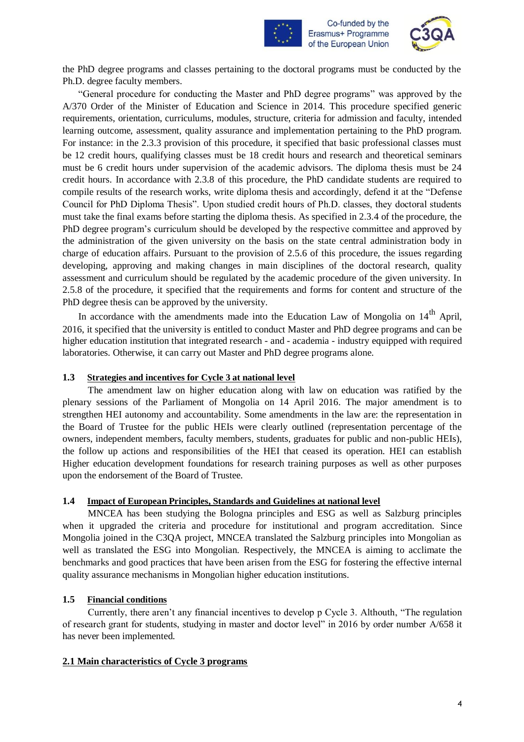the PhD degree programs and classes pertaining to the doctoral programs must be conducted by the Ph.D. degree faculty members.

"General procedure for conducting the Master and PhD degree programs" was approved by the A/370 Order of the Minister of Education and Science in 2014. This procedure specified generic requirements, orientation, curriculums, modules, structure, criteria for admission and faculty, intended learning outcome, assessment, quality assurance and implementation pertaining to the PhD program. For instance: in the 2.3.3 provision of this procedure, it specified that basic professional classes must be 12 credit hours, qualifying classes must be 18 credit hours and research and theoretical seminars must be 6 credit hours under supervision of the academic advisors. The diploma thesis must be 24 credit hours. In accordance with 2.3.8 of this procedure, the PhD candidate students are required to compile results of the research works, write diploma thesis and accordingly, defend it at the "Defense Council for PhD Diploma Thesis". Upon studied credit hours of Ph.D. classes, they doctoral students must take the final exams before starting the diploma thesis. As specified in 2.3.4 of the procedure, the PhD degree program's curriculum should be developed by the respective committee and approved by the administration of the given university on the basis on the state central administration body in charge of education affairs. Pursuant to the provision of 2.5.6 of this procedure, the issues regarding developing, approving and making changes in main disciplines of the doctoral research, quality assessment and curriculum should be regulated by the academic procedure of the given university. In 2.5.8 of the procedure, it specified that the requirements and forms for content and structure of the PhD degree thesis can be approved by the university.

In accordance with the amendments made into the Education Law of Mongolia on 14th April, 2016, it specified that the university is entitled to conduct Master and PhD degree programs and can be higher education institution that integrated research - and - academia - industry equipped with required laboratories. Otherwise, it can carry out Master and PhD degree programs alone.

### 1.3 Strategies and incentives for Cycle 3 at national level

The amendment law on higher education along with law on education was ratified by the plenary sessions of the Parliament of Mongolia on 14 April 2016. The major amendment is to strengthen HEI autonomy and accountability. Some amendments in the law are: the representation in the Board of Trustee for the public HEIs were clearly outlined (representation percentage of the owners, independent members, faculty members, students, graduates for public and non-public HEIs), the follow up actions and responsibilities of the HEI that ceased its operation. HEI can establish Higher education development foundations for research training purposes as well as other purposes upon the endorsement of the Board of Trustee.

### 1.4 Impact of European Principles, Standards and Guidelines at national level

MNCEA has been studying the Bologna principles and ESG as well as Salzburg principles when it upgraded the criteria and procedure for institutional and program accreditation. Since Mongolia joined in the C3QA project, MNCEA translated the Salzburg principles into Mongolian as well as translated the ESG into Mongolian. Respectively, the MNCEA is aiming to acclimate the benchmarks and good practices that have been arisen from the ESG for fostering the effective internal quality assurance mechanisms in Mongolian higher education institutions.

### 1.5 Financial conditions

Currently, there aren't any financial incentives to develop p Cycle 3. Althouth, "The regulation of research grant for students, studying in master and doctor level" in 2016 by order number A/658 it has never been implemented.

## 2.1 Main characteristics of Cycle 3 programs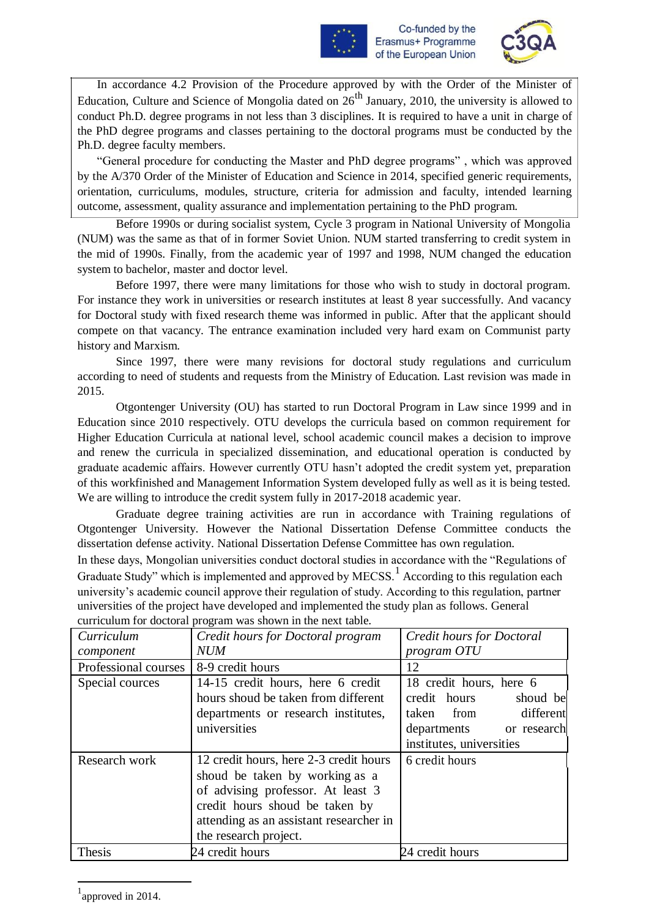In accordance 4.2 Provision of the Procedure approved by with the Order of the Minister of Education, Culture and Science of Mongolia dated on 26th January, 2010, the university is allowed to conduct Ph.D. degree programs in not less than 3 disciplines. It is required to have a unit in charge of the PhD degree programs and classes pertaining to the doctoral programs must be conducted by the Ph.D. degree faculty members.

"General procedure for conducting the Master and PhD degree programs" , which was approved by the A/370 Order of the Minister of Education and Science in 2014, specified generic requirements, orientation, curriculums, modules, structure, criteria for admission and faculty, intended learning outcome, assessment, quality assurance and implementation pertaining to the PhD program.

Before 1990s or during socialist system, Cycle 3 program in National University of Mongolia (NUM) was the same as that of in former Soviet Union. NUM started transferring to credit system in the mid of 1990s. Finally, from the academic year of 1997 and 1998, NUM changed the education system to bachelor, master and doctor level.

Before 1997, there were many limitations for those who wish to study in doctoral program. For instance they work in universities or research institutes at least 8 year successfully. And vacancy for Doctoral study with fixed research theme was informed in public. After that the applicant should compete on that vacancy. The entrance examination included very hard exam on Communist party history and Marxism.

Since 1997, there were many revisions for doctoral study regulations and curriculum according to need of students and requests from the Ministry of Education. Last revision was made in 2015.

Otgontenger University (OU) has started to run Doctoral Program in Law since 1999 and in Education since 2010 respectively. OTU develops the curricula based on common requirement for Higher Education Curricula at national level, school academic council makes a decision to improve and renew the curricula in specialized dissemination, and educational operation is conducted by graduate academic affairs. However currently OTU hasn't adopted the credit system yet, preparation of this workfinished and Management Information System developed fully as well as it is being tested. We are willing to introduce the credit system fully in 2017-2018 academic year.

Graduate degree training activities are run in accordance with Training regulations of Otgontenger University. However the National Dissertation Defense Committee conducts the dissertation defense activity. National Dissertation Defense Committee has own regulation.

In these days, Mongolian universities conduct doctoral studies in accordance with the "Regulations of Graduate Study" which is implemented and approved by MECSS.[1] According to this regulation each university's academic council approve their regulation of study. According to this regulation, partner universities of the project have developed and implemented the study plan as follows. General curriculum for doctoral program was shown in the next table.

| *Curriculum component* | *Credit hours for Doctoral program NUM* | *Credit hours for Doctoral program OTU* |
|---|---|---|
| Professional courses | 8-9 credit hours | 12 |
| Special cources | 14-15 credit hours, here 6 credit hours shoud be taken from different departments or research institutes, universities | 18 credit hours, here 6 credit hours shoud be taken from different departments or research institutes, universities |
| Research work | 12 credit hours, here 2-3 credit hours shoud be taken by working as a of advising professor. At least 3 credit hours shoud be taken by attending as an assistant researcher in the research project. | 6 credit hours |
| Thesis | 24 credit hours | 24 credit hours |

[1] approved in 2014.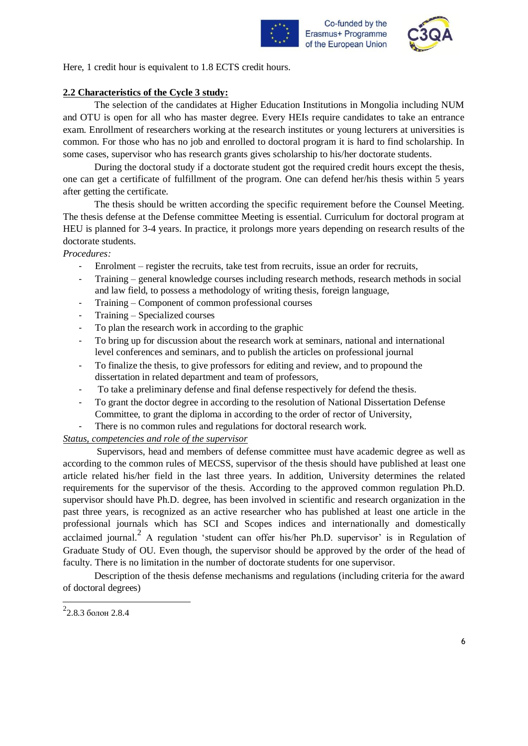Here, 1 credit hour is equivalent to 1.8 ECTS credit hours.

## 2.2 Characteristics of the Cycle 3 study:

The selection of the candidates at Higher Education Institutions in Mongolia including NUM and OTU is open for all who has master degree. Every HEIs require candidates to take an entrance exam. Enrollment of researchers working at the research institutes or young lecturers at universities is common. For those who has no job and enrolled to doctoral program it is hard to find scholarship. In some cases, supervisor who has research grants gives scholarship to his/her doctorate students.

During the doctoral study if a doctorate student got the required credit hours except the thesis, one can get a certificate of fulfillment of the program. One can defend her/his thesis within 5 years after getting the certificate.

The thesis should be written according the specific requirement before the Counsel Meeting. The thesis defense at the Defense committee Meeting is essential. Curriculum for doctoral program at HEU is planned for 3-4 years. In practice, it prolongs more years depending on research results of the doctorate students.

*Procedures:*

- Enrolment – register the recruits, take test from recruits, issue an order for recruits,
- Training – general knowledge courses including research methods, research methods in social and law field, to possess a methodology of writing thesis, foreign language,
- Training – Component of common professional courses
- Training – Specialized courses
- To plan the research work in according to the graphic
- To bring up for discussion about the research work at seminars, national and international level conferences and seminars, and to publish the articles on professional journal
- To finalize the thesis, to give professors for editing and review, and to propound the dissertation in related department and team of professors,
- To take a preliminary defense and final defense respectively for defend the thesis.
- To grant the doctor degree in according to the resolution of National Dissertation Defense Committee, to grant the diploma in according to the order of rector of University,
- There is no common rules and regulations for doctoral research work.

*Status, competencies and role of the supervisor*

Supervisors, head and members of defense committee must have academic degree as well as according to the common rules of MECSS, supervisor of the thesis should have published at least one article related his/her field in the last three years. In addition, University determines the related requirements for the supervisor of the thesis. According to the approved common regulation Ph.D. supervisor should have Ph.D. degree, has been involved in scientific and research organization in the past three years, is recognized as an active researcher who has published at least one article in the professional journals which has SCI and Scopes indices and internationally and domestically acclaimed journal.[2] A regulation 'student can offer his/her Ph.D. supervisor' is in Regulation of Graduate Study of OU. Even though, the supervisor should be approved by the order of the head of faculty. There is no limitation in the number of doctorate students for one supervisor.

Description of the thesis defense mechanisms and regulations (including criteria for the award of doctoral degrees)

---

[2] 2.8.3 болон 2.8.4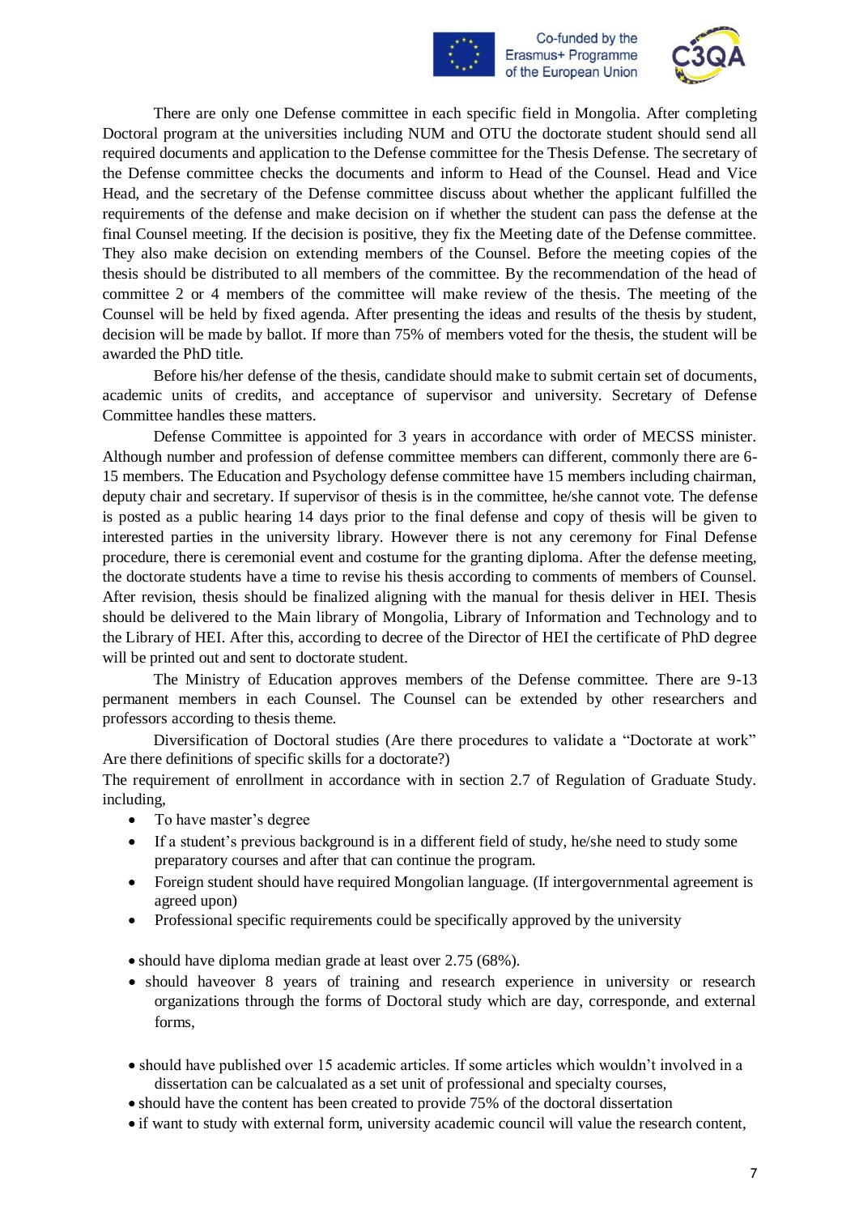There are only one Defense committee in each specific field in Mongolia. After completing Doctoral program at the universities including NUM and OTU the doctorate student should send all required documents and application to the Defense committee for the Thesis Defense. The secretary of the Defense committee checks the documents and inform to Head of the Counsel. Head and Vice Head, and the secretary of the Defense committee discuss about whether the applicant fulfilled the requirements of the defense and make decision on if whether the student can pass the defense at the final Counsel meeting. If the decision is positive, they fix the Meeting date of the Defense committee. They also make decision on extending members of the Counsel. Before the meeting copies of the thesis should be distributed to all members of the committee. By the recommendation of the head of committee 2 or 4 members of the committee will make review of the thesis. The meeting of the Counsel will be held by fixed agenda. After presenting the ideas and results of the thesis by student, decision will be made by ballot. If more than 75% of members voted for the thesis, the student will be awarded the PhD title.

Before his/her defense of the thesis, candidate should make to submit certain set of documents, academic units of credits, and acceptance of supervisor and university. Secretary of Defense Committee handles these matters.

Defense Committee is appointed for 3 years in accordance with order of MECSS minister. Although number and profession of defense committee members can different, commonly there are 6-15 members. The Education and Psychology defense committee have 15 members including chairman, deputy chair and secretary. If supervisor of thesis is in the committee, he/she cannot vote. The defense is posted as a public hearing 14 days prior to the final defense and copy of thesis will be given to interested parties in the university library. However there is not any ceremony for Final Defense procedure, there is ceremonial event and costume for the granting diploma. After the defense meeting, the doctorate students have a time to revise his thesis according to comments of members of Counsel. After revision, thesis should be finalized aligning with the manual for thesis deliver in HEI. Thesis should be delivered to the Main library of Mongolia, Library of Information and Technology and to the Library of HEI. After this, according to decree of the Director of HEI the certificate of PhD degree will be printed out and sent to doctorate student.

The Ministry of Education approves members of the Defense committee. There are 9-13 permanent members in each Counsel. The Counsel can be extended by other researchers and professors according to thesis theme.

Diversification of Doctoral studies (Are there procedures to validate a "Doctorate at work" Are there definitions of specific skills for a doctorate?)

The requirement of enrollment in accordance with in section 2.7 of Regulation of Graduate Study. including,

- To have master's degree
- If a student's previous background is in a different field of study, he/she need to study some preparatory courses and after that can continue the program.
- Foreign student should have required Mongolian language. (If intergovernmental agreement is agreed upon)
- Professional specific requirements could be specifically approved by the university

- should have diploma median grade at least over 2.75 (68%).
- should haveover 8 years of training and research experience in university or research organizations through the forms of Doctoral study which are day, corresponde, and external forms,

- should have published over 15 academic articles. If some articles which wouldn't involved in a dissertation can be calcualated as a set unit of professional and specialty courses,
- should have the content has been created to provide 75% of the doctoral dissertation
- if want to study with external form, university academic council will value the research content,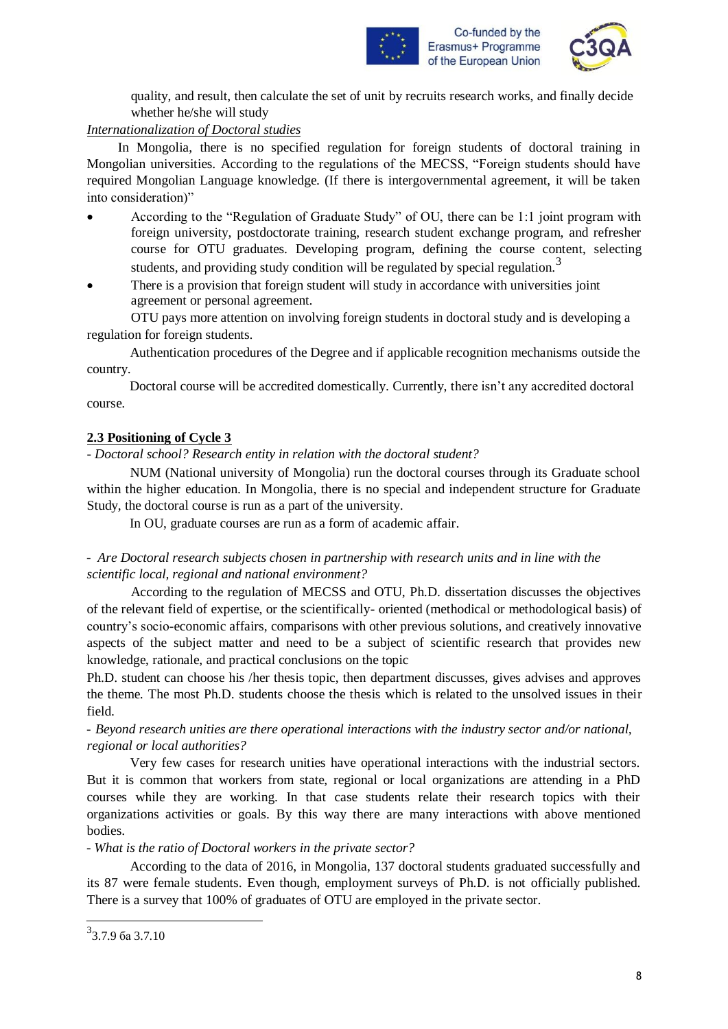quality, and result, then calculate the set of unit by recruits research works, and finally decide whether he/she will study

*Internationalization of Doctoral studies*

In Mongolia, there is no specified regulation for foreign students of doctoral training in Mongolian universities. According to the regulations of the MECSS, "Foreign students should have required Mongolian Language knowledge. (If there is intergovernmental agreement, it will be taken into consideration)"

- According to the "Regulation of Graduate Study" of OU, there can be 1:1 joint program with foreign university, postdoctorate training, research student exchange program, and refresher course for OTU graduates. Developing program, defining the course content, selecting students, and providing study condition will be regulated by special regulation.[3]
- There is a provision that foreign student will study in accordance with universities joint agreement or personal agreement.

OTU pays more attention on involving foreign students in doctoral study and is developing a regulation for foreign students.

Authentication procedures of the Degree and if applicable recognition mechanisms outside the country.

Doctoral course will be accredited domestically. Currently, there isn't any accredited doctoral course.

## 2.3 Positioning of Cycle 3

- *Doctoral school? Research entity in relation with the doctoral student?*

NUM (National university of Mongolia) run the doctoral courses through its Graduate school within the higher education. In Mongolia, there is no special and independent structure for Graduate Study, the doctoral course is run as a part of the university.

In OU, graduate courses are run as a form of academic affair.

- *Are Doctoral research subjects chosen in partnership with research units and in line with the scientific local, regional and national environment?*

According to the regulation of MECSS and OTU, Ph.D. dissertation discusses the objectives of the relevant field of expertise, or the scientifically- oriented (methodical or methodological basis) of country's socio-economic affairs, comparisons with other previous solutions, and creatively innovative aspects of the subject matter and need to be a subject of scientific research that provides new knowledge, rationale, and practical conclusions on the topic

Ph.D. student can choose his /her thesis topic, then department discusses, gives advises and approves the theme. The most Ph.D. students choose the thesis which is related to the unsolved issues in their field.

- *Beyond research unities are there operational interactions with the industry sector and/or national, regional or local authorities?*

Very few cases for research unities have operational interactions with the industrial sectors. But it is common that workers from state, regional or local organizations are attending in a PhD courses while they are working. In that case students relate their research topics with their organizations activities or goals. By this way there are many interactions with above mentioned bodies.

- *What is the ratio of Doctoral workers in the private sector?*

According to the data of 2016, in Mongolia, 137 doctoral students graduated successfully and its 87 were female students. Even though, employment surveys of Ph.D. is not officially published. There is a survey that 100% of graduates of OTU are employed in the private sector.

---

[3] 3.7.9 ба 3.7.10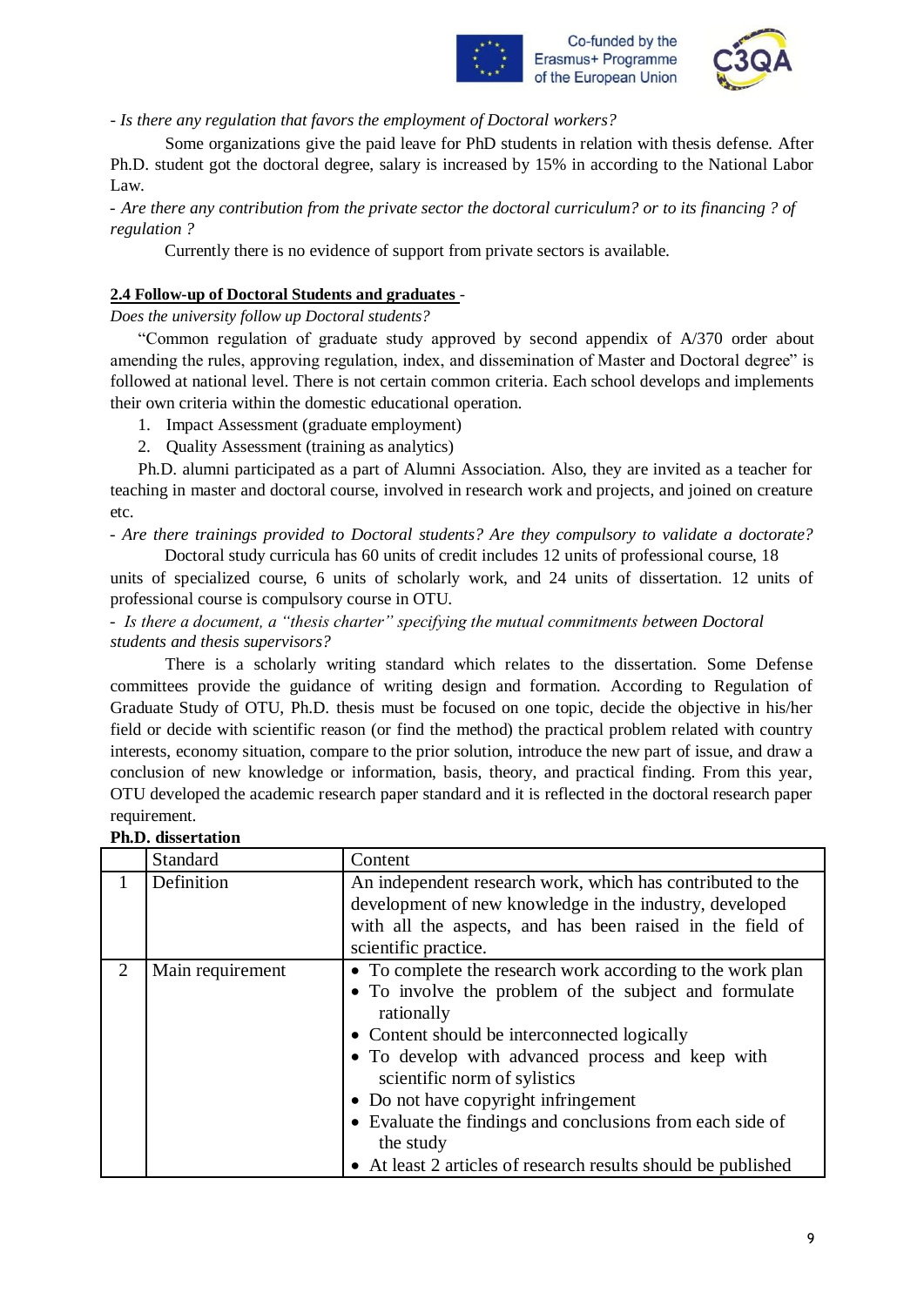*- Is there any regulation that favors the employment of Doctoral workers?*

Some organizations give the paid leave for PhD students in relation with thesis defense. After Ph.D. student got the doctoral degree, salary is increased by 15% in according to the National Labor Law.

*- Are there any contribution from the private sector the doctoral curriculum? or to its financing ? of regulation ?*

Currently there is no evidence of support from private sectors is available.

**2.4 Follow-up of Doctoral Students and graduates** -

*Does the university follow up Doctoral students?*

"Common regulation of graduate study approved by second appendix of A/370 order about amending the rules, approving regulation, index, and dissemination of Master and Doctoral degree" is followed at national level. There is not certain common criteria. Each school develops and implements their own criteria within the domestic educational operation.

1. Impact Assessment (graduate employment)
2. Quality Assessment (training as analytics)

Ph.D. alumni participated as a part of Alumni Association. Also, they are invited as a teacher for teaching in master and doctoral course, involved in research work and projects, and joined on creature etc.

*- Are there trainings provided to Doctoral students? Are they compulsory to validate a doctorate?*

Doctoral study curricula has 60 units of credit includes 12 units of professional course, 18 units of specialized course, 6 units of scholarly work, and 24 units of dissertation. 12 units of professional course is compulsory course in OTU.

*- Is there a document, a "thesis charter" specifying the mutual commitments between Doctoral students and thesis supervisors?*

There is a scholarly writing standard which relates to the dissertation. Some Defense committees provide the guidance of writing design and formation. According to Regulation of Graduate Study of OTU, Ph.D. thesis must be focused on one topic, decide the objective in his/her field or decide with scientific reason (or find the method) the practical problem related with country interests, economy situation, compare to the prior solution, introduce the new part of issue, and draw a conclusion of new knowledge or information, basis, theory, and practical finding. From this year, OTU developed the academic research paper standard and it is reflected in the doctoral research paper requirement.

**Ph.D. dissertation**

| | Standard | Content |
|---|---|---|
| 1 | Definition | An independent research work, which has contributed to the development of new knowledge in the industry, developed with all the aspects, and has been raised in the field of scientific practice. |
| 2 | Main requirement | • To complete the research work according to the work plan<br>• To involve the problem of the subject and formulate rationally<br>• Content should be interconnected logically<br>• To develop with advanced process and keep with scientific norm of sylistics<br>• Do not have copyright infringement<br>• Evaluate the findings and conclusions from each side of the study<br>• At least 2 articles of research results should be published |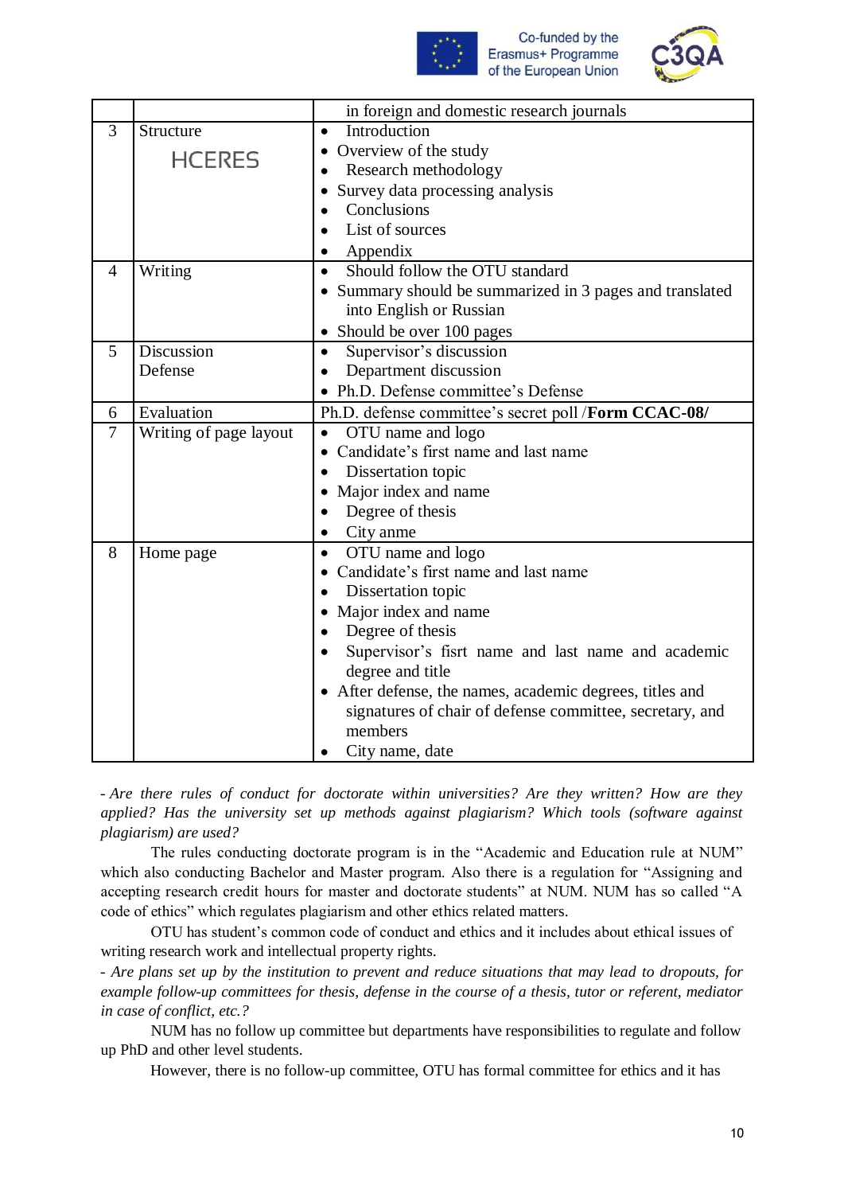| | | |
|---|---|---|
| | | in foreign and domestic research journals |
| 3 | Structure<br>HCERES | • Introduction<br>• Overview of the study<br>• Research methodology<br>• Survey data processing analysis<br>• Conclusions<br>• List of sources<br>• Appendix |
| 4 | Writing | • Should follow the OTU standard<br>• Summary should be summarized in 3 pages and translated into English or Russian<br>• Should be over 100 pages |
| 5 | Discussion<br>Defense | • Supervisor's discussion<br>• Department discussion<br>• Ph.D. Defense committee's Defense |
| 6 | Evaluation | Ph.D. defense committee's secret poll /**Form CCAC-08/** |
| 7 | Writing of page layout | • OTU name and logo<br>• Candidate's first name and last name<br>• Dissertation topic<br>• Major index and name<br>• Degree of thesis<br>• City anme |
| 8 | Home page | • OTU name and logo<br>• Candidate's first name and last name<br>• Dissertation topic<br>• Major index and name<br>• Degree of thesis<br>• Supervisor's fisrt name and last name and academic degree and title<br>• After defense, the names, academic degrees, titles and signatures of chair of defense committee, secretary, and members<br>• City name, date |

*- Are there rules of conduct for doctorate within universities? Are they written? How are they applied? Has the university set up methods against plagiarism? Which tools (software against plagiarism) are used?*

The rules conducting doctorate program is in the "Academic and Education rule at NUM" which also conducting Bachelor and Master program. Also there is a regulation for "Assigning and accepting research credit hours for master and doctorate students" at NUM. NUM has so called "A code of ethics" which regulates plagiarism and other ethics related matters.

OTU has student's common code of conduct and ethics and it includes about ethical issues of writing research work and intellectual property rights.

*- Are plans set up by the institution to prevent and reduce situations that may lead to dropouts, for example follow-up committees for thesis, defense in the course of a thesis, tutor or referent, mediator in case of conflict, etc.?*

NUM has no follow up committee but departments have responsibilities to regulate and follow up PhD and other level students.

However, there is no follow-up committee, OTU has formal committee for ethics and it has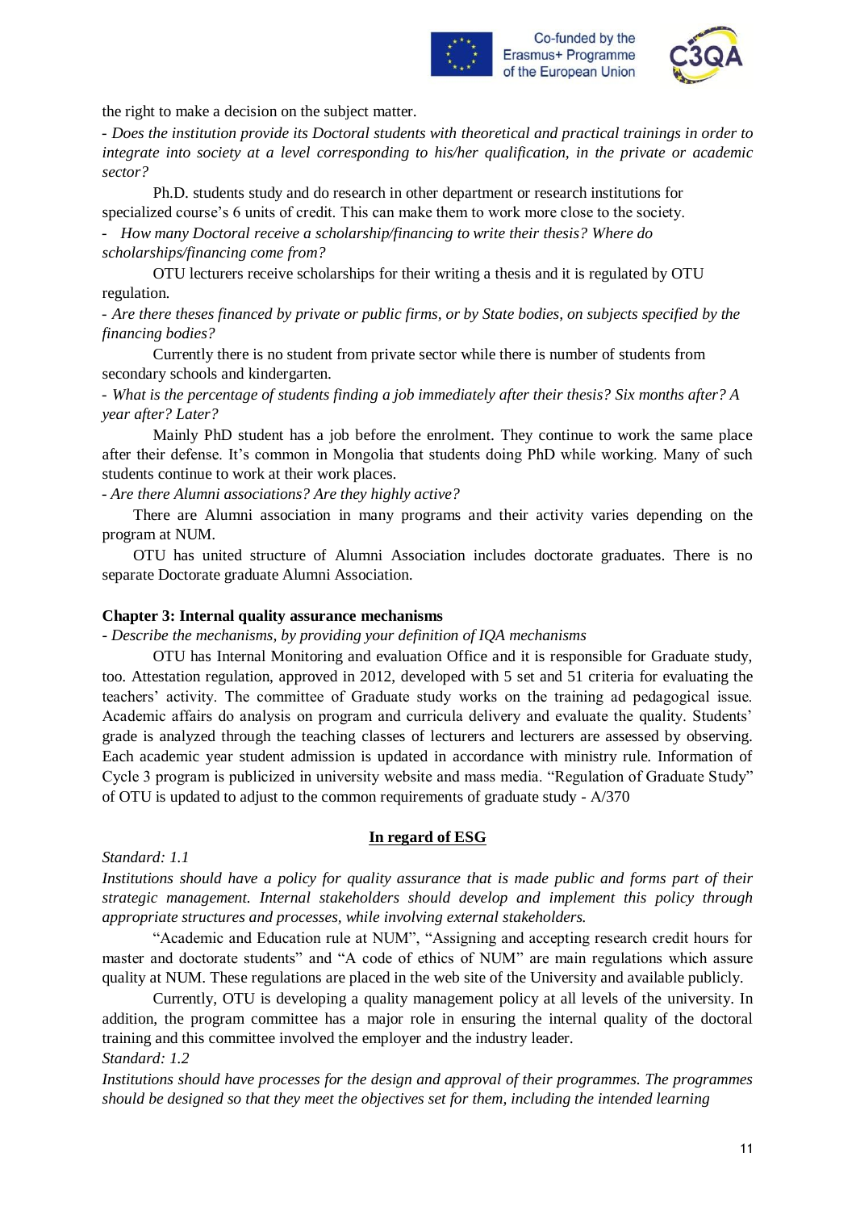the right to make a decision on the subject matter.

- *Does the institution provide its Doctoral students with theoretical and practical trainings in order to integrate into society at a level corresponding to his/her qualification, in the private or academic sector?*

Ph.D. students study and do research in other department or research institutions for specialized course's 6 units of credit. This can make them to work more close to the society.

- *How many Doctoral receive a scholarship/financing to write their thesis? Where do scholarships/financing come from?*

OTU lecturers receive scholarships for their writing a thesis and it is regulated by OTU regulation.

- *Are there theses financed by private or public firms, or by State bodies, on subjects specified by the financing bodies?*

Currently there is no student from private sector while there is number of students from secondary schools and kindergarten.

- *What is the percentage of students finding a job immediately after their thesis? Six months after? A year after? Later?*

Mainly PhD student has a job before the enrolment. They continue to work the same place after their defense. It's common in Mongolia that students doing PhD while working. Many of such students continue to work at their work places.

- *Are there Alumni associations? Are they highly active?*

There are Alumni association in many programs and their activity varies depending on the program at NUM.

OTU has united structure of Alumni Association includes doctorate graduates. There is no separate Doctorate graduate Alumni Association.

**Chapter 3: Internal quality assurance mechanisms**

- *Describe the mechanisms, by providing your definition of IQA mechanisms*

OTU has Internal Monitoring and evaluation Office and it is responsible for Graduate study, too. Attestation regulation, approved in 2012, developed with 5 set and 51 criteria for evaluating the teachers' activity. The committee of Graduate study works on the training ad pedagogical issue. Academic affairs do analysis on program and curricula delivery and evaluate the quality. Students' grade is analyzed through the teaching classes of lecturers and lecturers are assessed by observing. Each academic year student admission is updated in accordance with ministry rule. Information of Cycle 3 program is publicized in university website and mass media. "Regulation of Graduate Study" of OTU is updated to adjust to the common requirements of graduate study - A/370

**<u>In regard of ESG</u>**

*Standard: 1.1*

*Institutions should have a policy for quality assurance that is made public and forms part of their strategic management. Internal stakeholders should develop and implement this policy through appropriate structures and processes, while involving external stakeholders.*

"Academic and Education rule at NUM", "Assigning and accepting research credit hours for master and doctorate students" and "A code of ethics of NUM" are main regulations which assure quality at NUM. These regulations are placed in the web site of the University and available publicly.

Currently, OTU is developing a quality management policy at all levels of the university. In addition, the program committee has a major role in ensuring the internal quality of the doctoral training and this committee involved the employer and the industry leader.

*Standard: 1.2*

*Institutions should have processes for the design and approval of their programmes. The programmes should be designed so that they meet the objectives set for them, including the intended learning*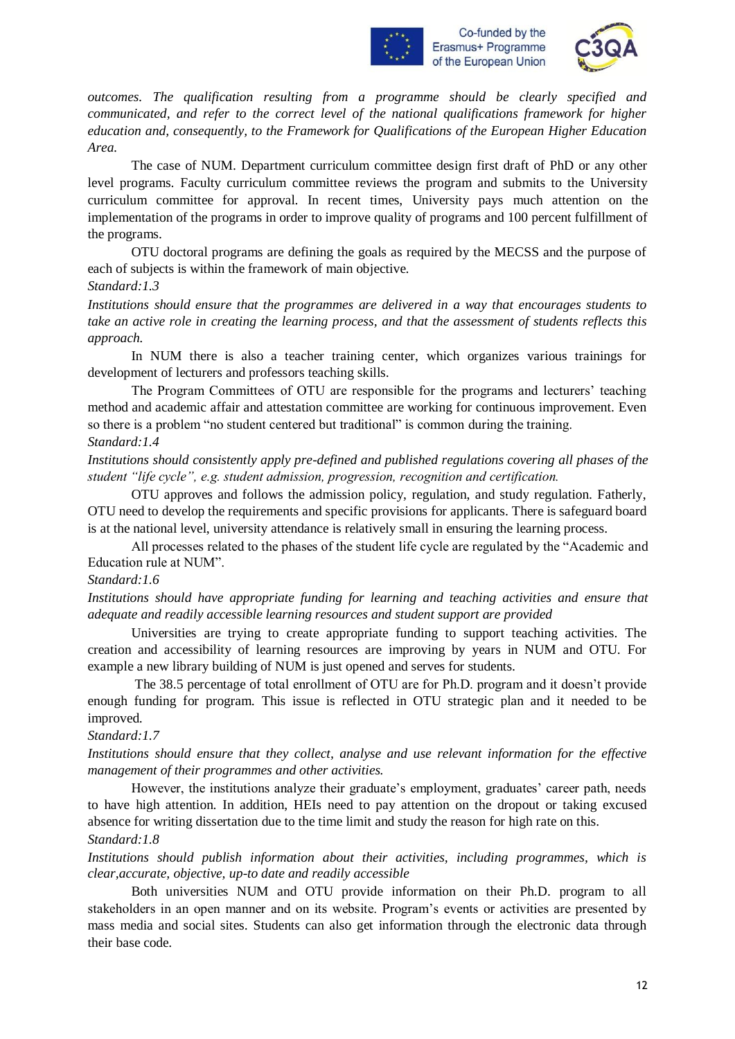*outcomes. The qualification resulting from a programme should be clearly specified and communicated, and refer to the correct level of the national qualifications framework for higher education and, consequently, to the Framework for Qualifications of the European Higher Education Area.*

The case of NUM. Department curriculum committee design first draft of PhD or any other level programs. Faculty curriculum committee reviews the program and submits to the University curriculum committee for approval. In recent times, University pays much attention on the implementation of the programs in order to improve quality of programs and 100 percent fulfillment of the programs.

OTU doctoral programs are defining the goals as required by the MECSS and the purpose of each of subjects is within the framework of main objective.

*Standard:1.3*

*Institutions should ensure that the programmes are delivered in a way that encourages students to take an active role in creating the learning process, and that the assessment of students reflects this approach.*

In NUM there is also a teacher training center, which organizes various trainings for development of lecturers and professors teaching skills.

The Program Committees of OTU are responsible for the programs and lecturers' teaching method and academic affair and attestation committee are working for continuous improvement. Even so there is a problem "no student centered but traditional" is common during the training.

*Standard:1.4*

*Institutions should consistently apply pre-defined and published regulations covering all phases of the student "life cycle", e.g. student admission, progression, recognition and certification.*

OTU approves and follows the admission policy, regulation, and study regulation. Fatherly, OTU need to develop the requirements and specific provisions for applicants. There is safeguard board is at the national level, university attendance is relatively small in ensuring the learning process.

All processes related to the phases of the student life cycle are regulated by the "Academic and Education rule at NUM".

*Standard:1.6*

*Institutions should have appropriate funding for learning and teaching activities and ensure that adequate and readily accessible learning resources and student support are provided*

Universities are trying to create appropriate funding to support teaching activities. The creation and accessibility of learning resources are improving by years in NUM and OTU. For example a new library building of NUM is just opened and serves for students.

The 38.5 percentage of total enrollment of OTU are for Ph.D. program and it doesn't provide enough funding for program. This issue is reflected in OTU strategic plan and it needed to be improved.

*Standard:1.7*

*Institutions should ensure that they collect, analyse and use relevant information for the effective management of their programmes and other activities.*

However, the institutions analyze their graduate's employment, graduates' career path, needs to have high attention. In addition, HEIs need to pay attention on the dropout or taking excused absence for writing dissertation due to the time limit and study the reason for high rate on this.

*Standard:1.8*

*Institutions should publish information about their activities, including programmes, which is clear,accurate, objective, up-to date and readily accessible*

Both universities NUM and OTU provide information on their Ph.D. program to all stakeholders in an open manner and on its website. Program's events or activities are presented by mass media and social sites. Students can also get information through the electronic data through their base code.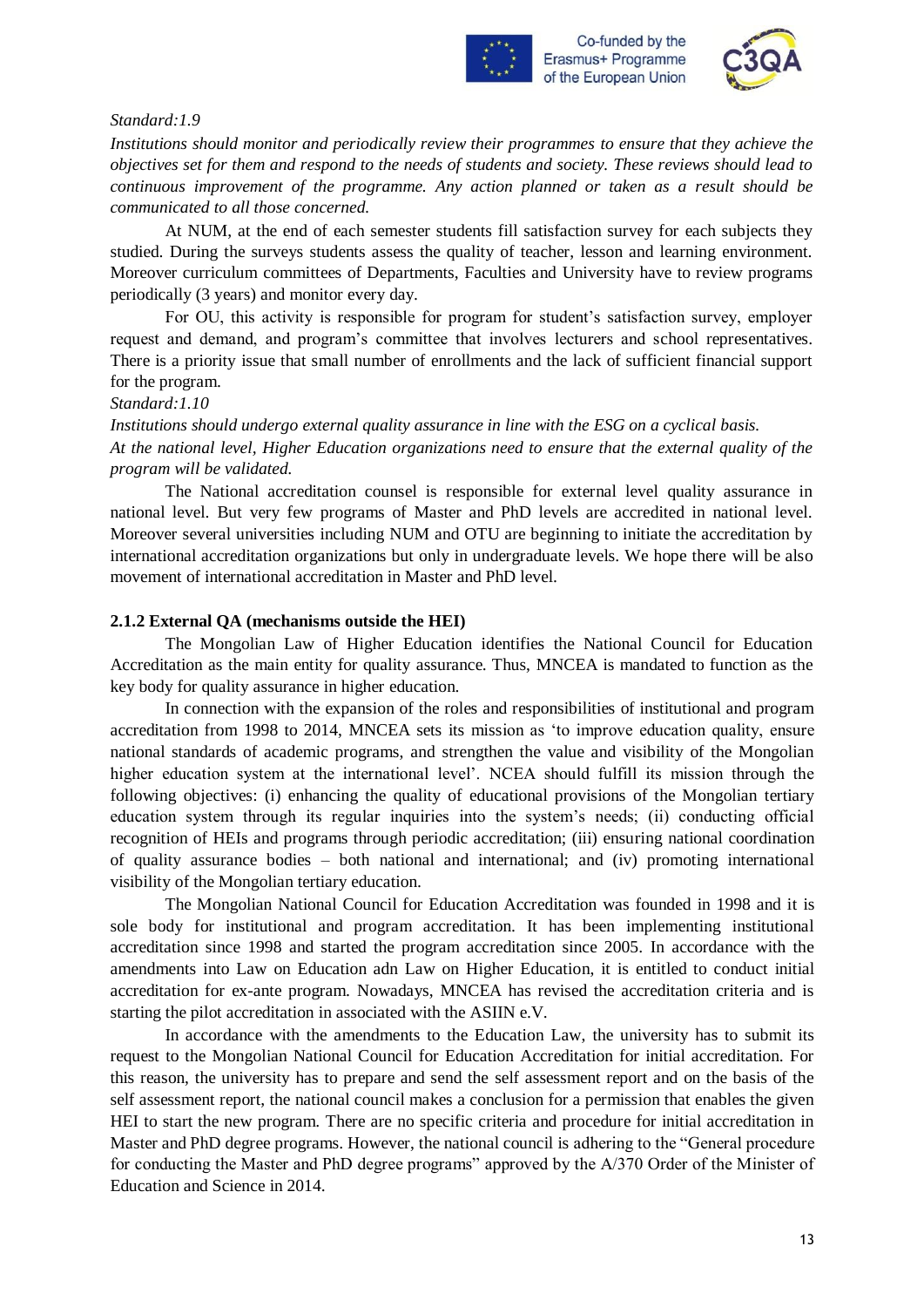*Standard:1.9*

*Institutions should monitor and periodically review their programmes to ensure that they achieve the objectives set for them and respond to the needs of students and society. These reviews should lead to continuous improvement of the programme. Any action planned or taken as a result should be communicated to all those concerned.*

At NUM, at the end of each semester students fill satisfaction survey for each subjects they studied. During the surveys students assess the quality of teacher, lesson and learning environment. Moreover curriculum committees of Departments, Faculties and University have to review programs periodically (3 years) and monitor every day.

For OU, this activity is responsible for program for student's satisfaction survey, employer request and demand, and program's committee that involves lecturers and school representatives. There is a priority issue that small number of enrollments and the lack of sufficient financial support for the program.

*Standard:1.10*

*Institutions should undergo external quality assurance in line with the ESG on a cyclical basis.*

*At the national level, Higher Education organizations need to ensure that the external quality of the program will be validated.*

The National accreditation counsel is responsible for external level quality assurance in national level. But very few programs of Master and PhD levels are accredited in national level. Moreover several universities including NUM and OTU are beginning to initiate the accreditation by international accreditation organizations but only in undergraduate levels. We hope there will be also movement of international accreditation in Master and PhD level.

### 2.1.2 External QA (mechanisms outside the HEI)

The Mongolian Law of Higher Education identifies the National Council for Education Accreditation as the main entity for quality assurance. Thus, MNCEA is mandated to function as the key body for quality assurance in higher education.

In connection with the expansion of the roles and responsibilities of institutional and program accreditation from 1998 to 2014, MNCEA sets its mission as 'to improve education quality, ensure national standards of academic programs, and strengthen the value and visibility of the Mongolian higher education system at the international level'. NCEA should fulfill its mission through the following objectives: (i) enhancing the quality of educational provisions of the Mongolian tertiary education system through its regular inquiries into the system's needs; (ii) conducting official recognition of HEIs and programs through periodic accreditation; (iii) ensuring national coordination of quality assurance bodies – both national and international; and (iv) promoting international visibility of the Mongolian tertiary education.

The Mongolian National Council for Education Accreditation was founded in 1998 and it is sole body for institutional and program accreditation. It has been implementing institutional accreditation since 1998 and started the program accreditation since 2005. In accordance with the amendments into Law on Education adn Law on Higher Education, it is entitled to conduct initial accreditation for ex-ante program. Nowadays, MNCEA has revised the accreditation criteria and is starting the pilot accreditation in associated with the ASIIN e.V.

In accordance with the amendments to the Education Law, the university has to submit its request to the Mongolian National Council for Education Accreditation for initial accreditation. For this reason, the university has to prepare and send the self assessment report and on the basis of the self assessment report, the national council makes a conclusion for a permission that enables the given HEI to start the new program. There are no specific criteria and procedure for initial accreditation in Master and PhD degree programs. However, the national council is adhering to the "General procedure for conducting the Master and PhD degree programs" approved by the A/370 Order of the Minister of Education and Science in 2014.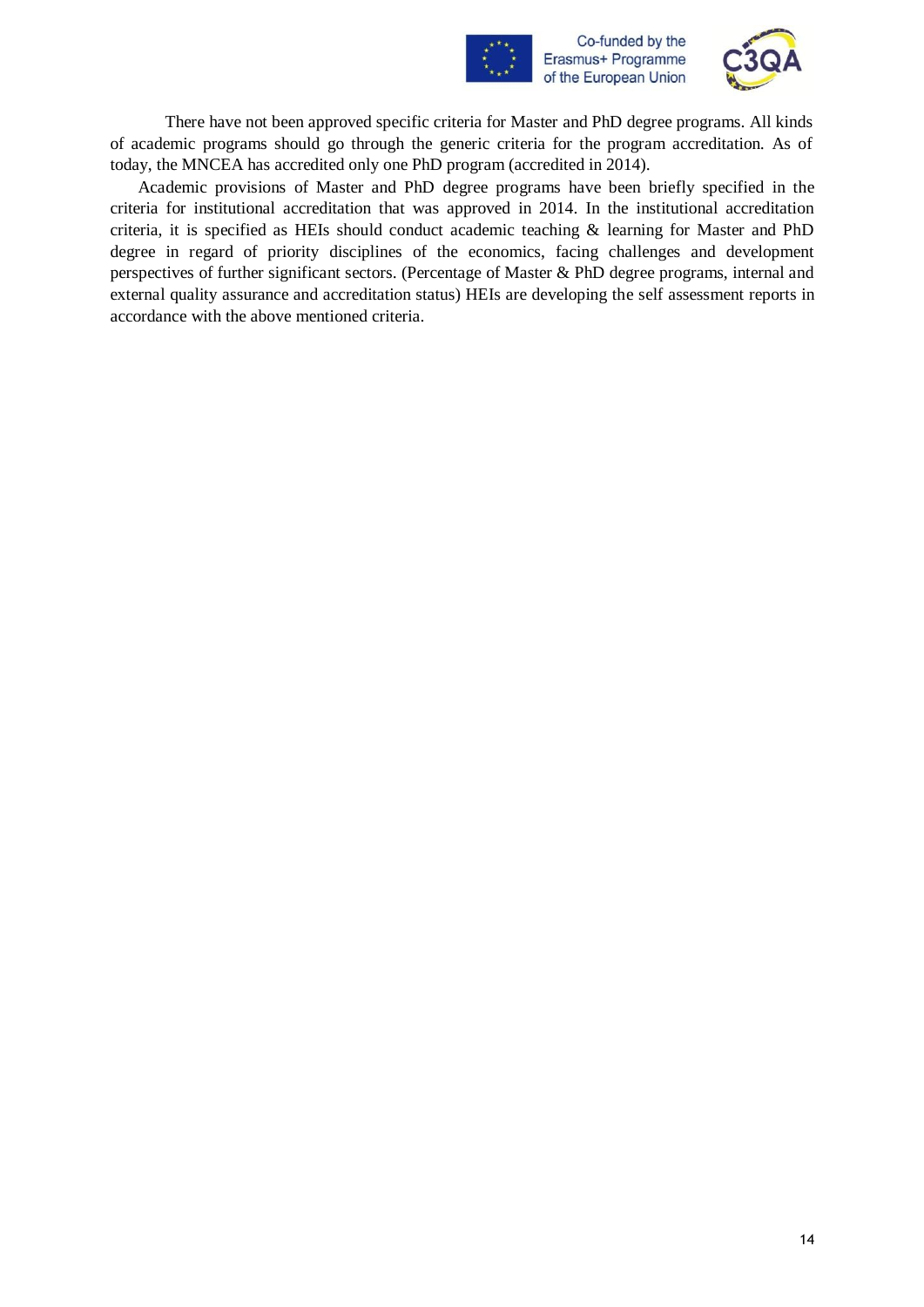There have not been approved specific criteria for Master and PhD degree programs. All kinds of academic programs should go through the generic criteria for the program accreditation. As of today, the MNCEA has accredited only one PhD program (accredited in 2014).

Academic provisions of Master and PhD degree programs have been briefly specified in the criteria for institutional accreditation that was approved in 2014. In the institutional accreditation criteria, it is specified as HEIs should conduct academic teaching & learning for Master and PhD degree in regard of priority disciplines of the economics, facing challenges and development perspectives of further significant sectors. (Percentage of Master & PhD degree programs, internal and external quality assurance and accreditation status) HEIs are developing the self assessment reports in accordance with the above mentioned criteria.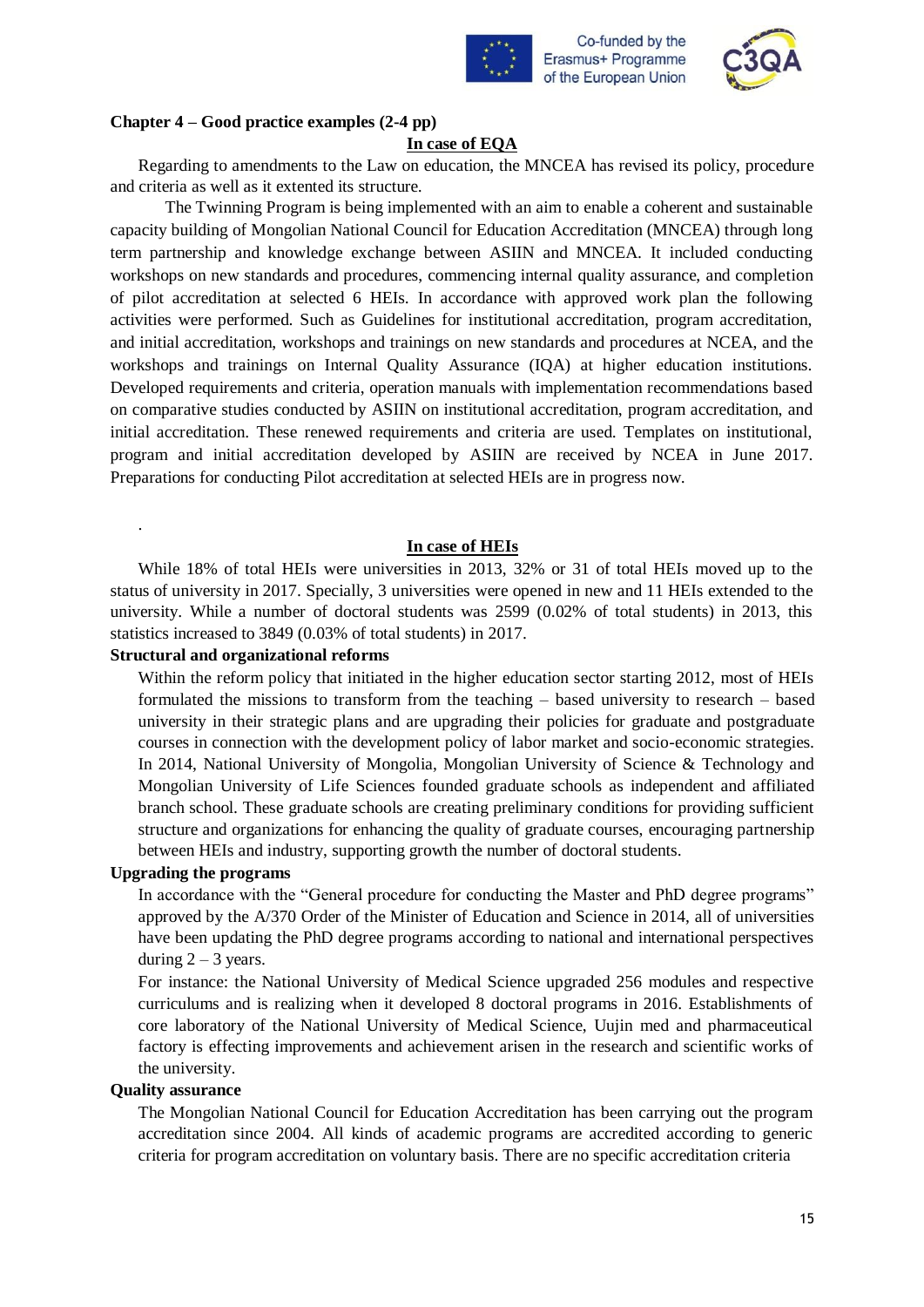## Chapter 4 – Good practice examples (2-4 pp)

### In case of EQA

Regarding to amendments to the Law on education, the MNCEA has revised its policy, procedure and criteria as well as it extented its structure.

The Twinning Program is being implemented with an aim to enable a coherent and sustainable capacity building of Mongolian National Council for Education Accreditation (MNCEA) through long term partnership and knowledge exchange between ASIIN and MNCEA. It included conducting workshops on new standards and procedures, commencing internal quality assurance, and completion of pilot accreditation at selected 6 HEIs. In accordance with approved work plan the following activities were performed. Such as Guidelines for institutional accreditation, program accreditation, and initial accreditation, workshops and trainings on new standards and procedures at NCEA, and the workshops and trainings on Internal Quality Assurance (IQA) at higher education institutions. Developed requirements and criteria, operation manuals with implementation recommendations based on comparative studies conducted by ASIIN on institutional accreditation, program accreditation, and initial accreditation. These renewed requirements and criteria are used. Templates on institutional, program and initial accreditation developed by ASIIN are received by NCEA in June 2017. Preparations for conducting Pilot accreditation at selected HEIs are in progress now.

.

### In case of HEIs

While 18% of total HEIs were universities in 2013, 32% or 31 of total HEIs moved up to the status of university in 2017. Specially, 3 universities were opened in new and 11 HEIs extended to the university. While a number of doctoral students was 2599 (0.02% of total students) in 2013, this statistics increased to 3849 (0.03% of total students) in 2017.

**Structural and organizational reforms**

Within the reform policy that initiated in the higher education sector starting 2012, most of HEIs formulated the missions to transform from the teaching – based university to research – based university in their strategic plans and are upgrading their policies for graduate and postgraduate courses in connection with the development policy of labor market and socio-economic strategies. In 2014, National University of Mongolia, Mongolian University of Science & Technology and Mongolian University of Life Sciences founded graduate schools as independent and affiliated branch school. These graduate schools are creating preliminary conditions for providing sufficient structure and organizations for enhancing the quality of graduate courses, encouraging partnership between HEIs and industry, supporting growth the number of doctoral students.

**Upgrading the programs**

In accordance with the "General procedure for conducting the Master and PhD degree programs" approved by the A/370 Order of the Minister of Education and Science in 2014, all of universities have been updating the PhD degree programs according to national and international perspectives during 2 – 3 years.

For instance: the National University of Medical Science upgraded 256 modules and respective curriculums and is realizing when it developed 8 doctoral programs in 2016. Establishments of core laboratory of the National University of Medical Science, Uujin med and pharmaceutical factory is effecting improvements and achievement arisen in the research and scientific works of the university.

**Quality assurance**

The Mongolian National Council for Education Accreditation has been carrying out the program accreditation since 2004. All kinds of academic programs are accredited according to generic criteria for program accreditation on voluntary basis. There are no specific accreditation criteria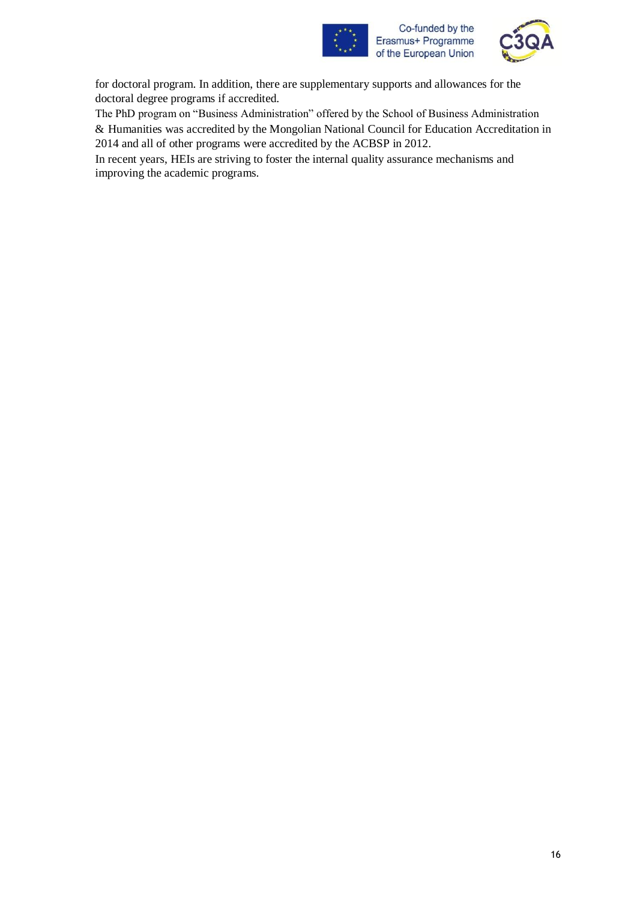for doctoral program. In addition, there are supplementary supports and allowances for the doctoral degree programs if accredited.

The PhD program on "Business Administration" offered by the School of Business Administration & Humanities was accredited by the Mongolian National Council for Education Accreditation in 2014 and all of other programs were accredited by the ACBSP in 2012.

In recent years, HEIs are striving to foster the internal quality assurance mechanisms and improving the academic programs.